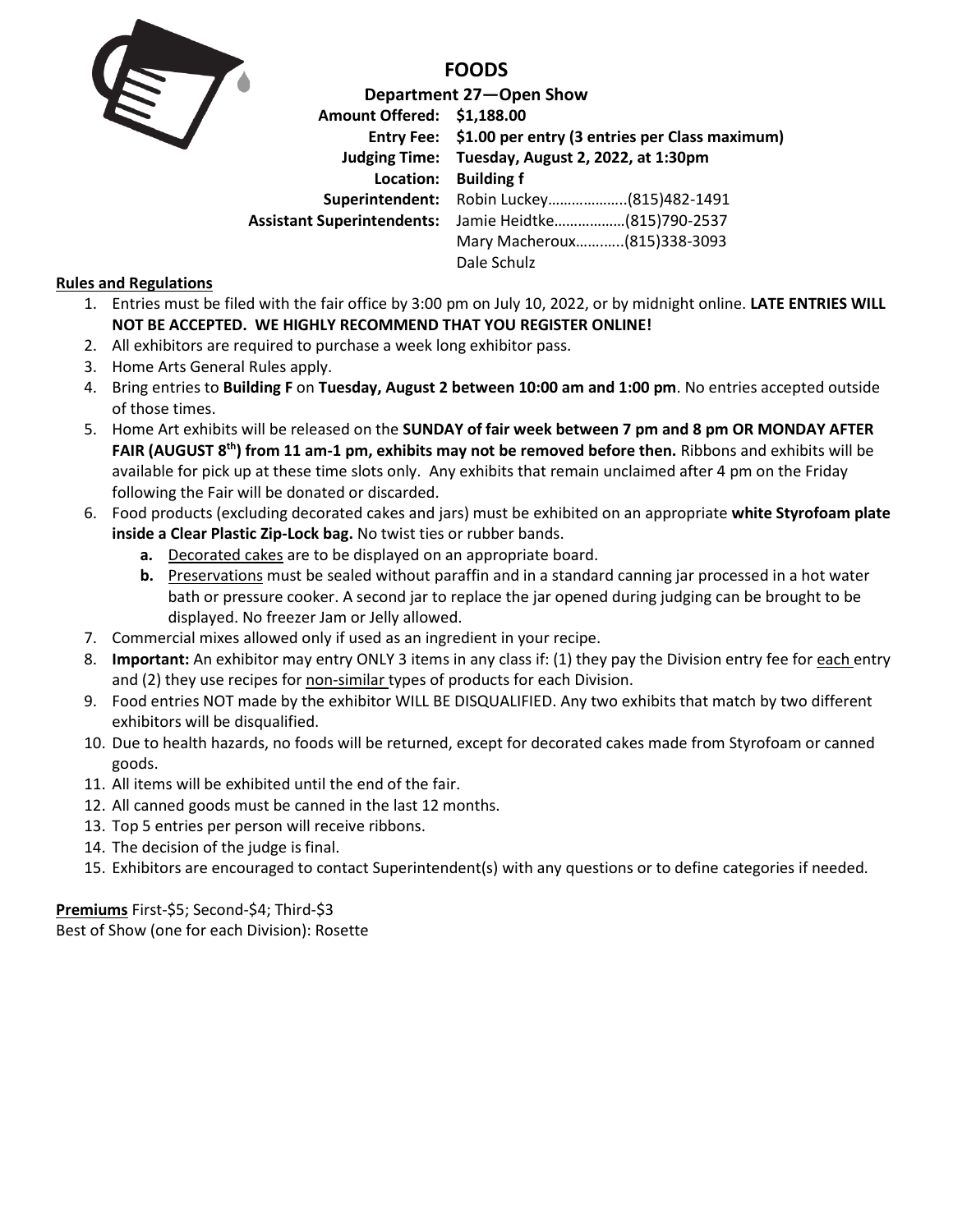# FOODS

**Department 27—Open Show**

**Amount Offered:** **$1,188.00**
**Entry Fee:** **$1.00 per entry (3 entries per Class maximum)**
**Judging Time:** **Tuesday, August 2, 2022, at 1:30pm**
**Location:** **Building f**
**Superintendent:** Robin Luckey………………..(815)482-1491
**Assistant Superintendents:** Jamie Heidtke………………(815)790-2537
Mary Macheroux………..(815)338-3093
Dale Schulz

**Rules and Regulations**

1. Entries must be filed with the fair office by 3:00 pm on July 10, 2022, or by midnight online. **LATE ENTRIES WILL NOT BE ACCEPTED. WE HIGHLY RECOMMEND THAT YOU REGISTER ONLINE!**
2. All exhibitors are required to purchase a week long exhibitor pass.
3. Home Arts General Rules apply.
4. Bring entries to **Building F** on **Tuesday, August 2 between 10:00 am and 1:00 pm**. No entries accepted outside of those times.
5. Home Art exhibits will be released on the **SUNDAY of fair week between 7 pm and 8 pm OR MONDAY AFTER FAIR (AUGUST 8th) from 11 am-1 pm, exhibits may not be removed before then.** Ribbons and exhibits will be available for pick up at these time slots only. Any exhibits that remain unclaimed after 4 pm on the Friday following the Fair will be donated or discarded.
6. Food products (excluding decorated cakes and jars) must be exhibited on an appropriate **white Styrofoam plate inside a Clear Plastic Zip-Lock bag.** No twist ties or rubber bands.
   a. Decorated cakes are to be displayed on an appropriate board.
   b. Preservations must be sealed without paraffin and in a standard canning jar processed in a hot water bath or pressure cooker. A second jar to replace the jar opened during judging can be brought to be displayed. No freezer Jam or Jelly allowed.
7. Commercial mixes allowed only if used as an ingredient in your recipe.
8. **Important:** An exhibitor may entry ONLY 3 items in any class if: (1) they pay the Division entry fee for each entry and (2) they use recipes for non-similar types of products for each Division.
9. Food entries NOT made by the exhibitor WILL BE DISQUALIFIED. Any two exhibits that match by two different exhibitors will be disqualified.
10. Due to health hazards, no foods will be returned, except for decorated cakes made from Styrofoam or canned goods.
11. All items will be exhibited until the end of the fair.
12. All canned goods must be canned in the last 12 months.
13. Top 5 entries per person will receive ribbons.
14. The decision of the judge is final.
15. Exhibitors are encouraged to contact Superintendent(s) with any questions or to define categories if needed.

**Premiums** First-$5; Second-$4; Third-$3
Best of Show (one for each Division): Rosette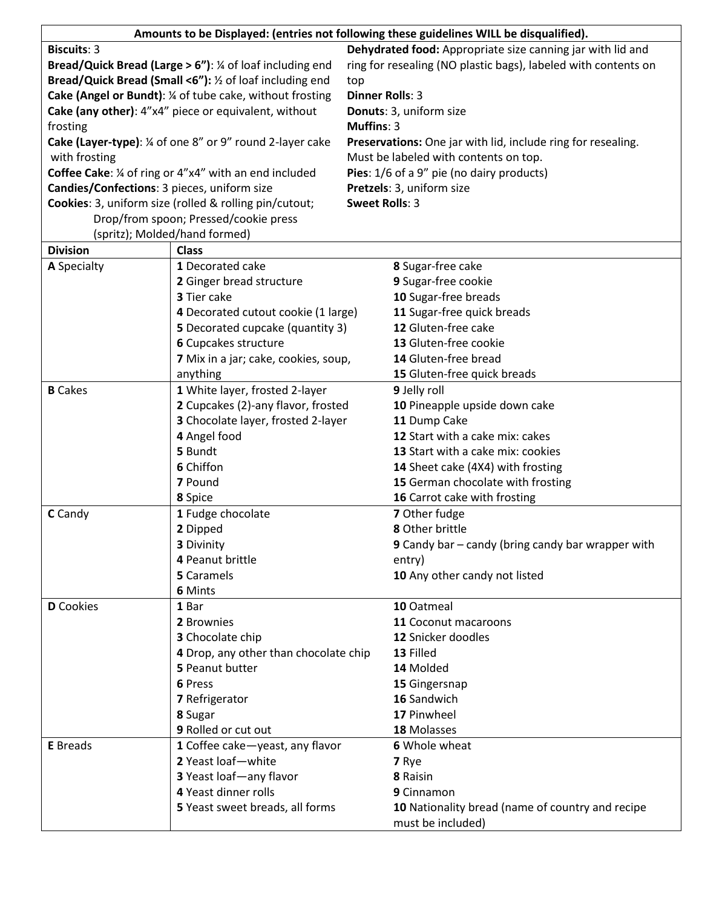**Amounts to be Displayed: (entries not following these guidelines WILL be disqualified).**

**Biscuits**: 3
**Bread/Quick Bread (Large > 6")**: ¼ of loaf including end
**Bread/Quick Bread (Small <6"):** ½ of loaf including end
**Cake (Angel or Bundt)**: ¼ of tube cake, without frosting
**Cake (any other)**: 4"x4" piece or equivalent, without frosting
**Cake (Layer-type)**: ¼ of one 8" or 9" round 2-layer cake with frosting
**Coffee Cake**: ¼ of ring or 4"x4" with an end included
**Candies/Confections**: 3 pieces, uniform size
**Cookies**: 3, uniform size (rolled & rolling pin/cutout; Drop/from spoon; Pressed/cookie press (spritz); Molded/hand formed)

**Dehydrated food:** Appropriate size canning jar with lid and ring for resealing (NO plastic bags), labeled with contents on top
**Dinner Rolls**: 3
**Donuts**: 3, uniform size
**Muffins**: 3
**Preservations:** One jar with lid, include ring for resealing. Must be labeled with contents on top.
**Pies**: 1/6 of a 9" pie (no dairy products)
**Pretzels**: 3, uniform size
**Sweet Rolls**: 3

| Division | Class | |
|---|---|---|
| **A** Specialty | **1** Decorated cake | **8** Sugar-free cake |
| | **2** Ginger bread structure | **9** Sugar-free cookie |
| | **3** Tier cake | **10** Sugar-free breads |
| | **4** Decorated cutout cookie (1 large) | **11** Sugar-free quick breads |
| | **5** Decorated cupcake (quantity 3) | **12** Gluten-free cake |
| | **6** Cupcakes structure | **13** Gluten-free cookie |
| | **7** Mix in a jar; cake, cookies, soup, anything | **14** Gluten-free bread |
| | | **15** Gluten-free quick breads |
| **B** Cakes | **1** White layer, frosted 2-layer | **9** Jelly roll |
| | **2** Cupcakes (2)-any flavor, frosted | **10** Pineapple upside down cake |
| | **3** Chocolate layer, frosted 2-layer | **11** Dump Cake |
| | **4** Angel food | **12** Start with a cake mix: cakes |
| | **5** Bundt | **13** Start with a cake mix: cookies |
| | **6** Chiffon | **14** Sheet cake (4X4) with frosting |
| | **7** Pound | **15** German chocolate with frosting |
| | **8** Spice | **16** Carrot cake with frosting |
| **C** Candy | **1** Fudge chocolate | **7** Other fudge |
| | **2** Dipped | **8** Other brittle |
| | **3** Divinity | **9** Candy bar – candy (bring candy bar wrapper with entry) |
| | **4** Peanut brittle | **10** Any other candy not listed |
| | **5** Caramels | |
| | **6** Mints | |
| **D** Cookies | **1** Bar | **10** Oatmeal |
| | **2** Brownies | **11** Coconut macaroons |
| | **3** Chocolate chip | **12** Snicker doodles |
| | **4** Drop, any other than chocolate chip | **13** Filled |
| | **5** Peanut butter | **14** Molded |
| | **6** Press | **15** Gingersnap |
| | **7** Refrigerator | **16** Sandwich |
| | **8** Sugar | **17** Pinwheel |
| | **9** Rolled or cut out | **18** Molasses |
| **E** Breads | **1** Coffee cake—yeast, any flavor | **6** Whole wheat |
| | **2** Yeast loaf—white | **7** Rye |
| | **3** Yeast loaf—any flavor | **8** Raisin |
| | **4** Yeast dinner rolls | **9** Cinnamon |
| | **5** Yeast sweet breads, all forms | **10** Nationality bread (name of country and recipe must be included) |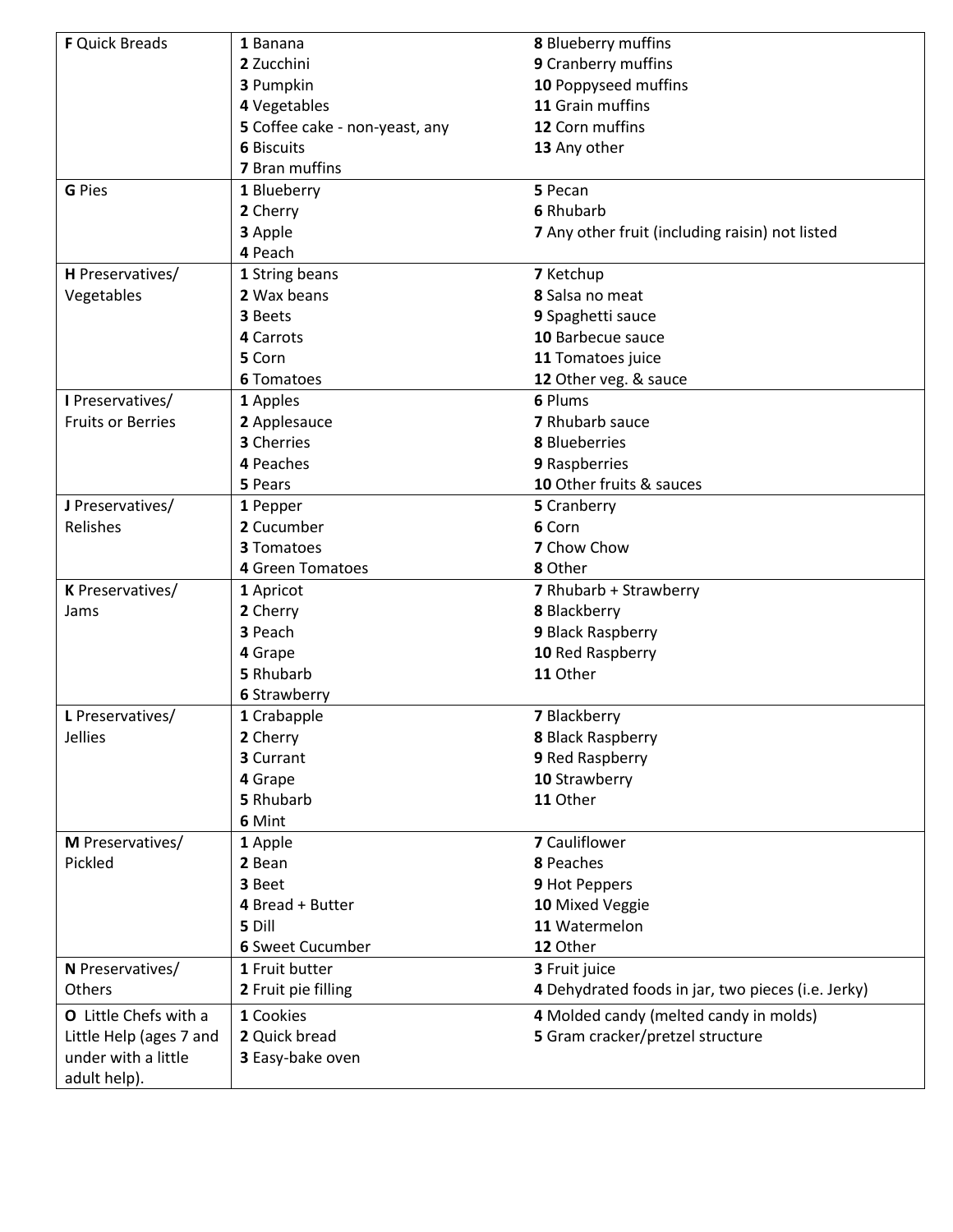| | | |
|---|---|---|
| **F** Quick Breads | **1** Banana<br>**2** Zucchini<br>**3** Pumpkin<br>**4** Vegetables<br>**5** Coffee cake - non-yeast, any<br>**6** Biscuits<br>**7** Bran muffins | **8** Blueberry muffins<br>**9** Cranberry muffins<br>**10** Poppyseed muffins<br>**11** Grain muffins<br>**12** Corn muffins<br>**13** Any other |
| **G** Pies | **1** Blueberry<br>**2** Cherry<br>**3** Apple<br>**4** Peach | **5** Pecan<br>**6** Rhubarb<br>**7** Any other fruit (including raisin) not listed |
| **H** Preservatives/ Vegetables | **1** String beans<br>**2** Wax beans<br>**3** Beets<br>**4** Carrots<br>**5** Corn<br>**6** Tomatoes | **7** Ketchup<br>**8** Salsa no meat<br>**9** Spaghetti sauce<br>**10** Barbecue sauce<br>**11** Tomatoes juice<br>**12** Other veg. & sauce |
| **I** Preservatives/ Fruits or Berries | **1** Apples<br>**2** Applesauce<br>**3** Cherries<br>**4** Peaches<br>**5** Pears | **6** Plums<br>**7** Rhubarb sauce<br>**8** Blueberries<br>**9** Raspberries<br>**10** Other fruits & sauces |
| **J** Preservatives/ Relishes | **1** Pepper<br>**2** Cucumber<br>**3** Tomatoes<br>**4** Green Tomatoes | **5** Cranberry<br>**6** Corn<br>**7** Chow Chow<br>**8** Other |
| **K** Preservatives/ Jams | **1** Apricot<br>**2** Cherry<br>**3** Peach<br>**4** Grape<br>**5** Rhubarb<br>**6** Strawberry | **7** Rhubarb + Strawberry<br>**8** Blackberry<br>**9** Black Raspberry<br>**10** Red Raspberry<br>**11** Other |
| **L** Preservatives/ Jellies | **1** Crabapple<br>**2** Cherry<br>**3** Currant<br>**4** Grape<br>**5** Rhubarb<br>**6** Mint | **7** Blackberry<br>**8** Black Raspberry<br>**9** Red Raspberry<br>**10** Strawberry<br>**11** Other |
| **M** Preservatives/ Pickled | **1** Apple<br>**2** Bean<br>**3** Beet<br>**4** Bread + Butter<br>**5** Dill<br>**6** Sweet Cucumber | **7** Cauliflower<br>**8** Peaches<br>**9** Hot Peppers<br>**10** Mixed Veggie<br>**11** Watermelon<br>**12** Other |
| **N** Preservatives/ Others | **1** Fruit butter<br>**2** Fruit pie filling | **3** Fruit juice<br>**4** Dehydrated foods in jar, two pieces (i.e. Jerky) |
| **O** Little Chefs with a Little Help (ages 7 and under with a little adult help). | **1** Cookies<br>**2** Quick bread<br>**3** Easy-bake oven | **4** Molded candy (melted candy in molds)<br>**5** Gram cracker/pretzel structure |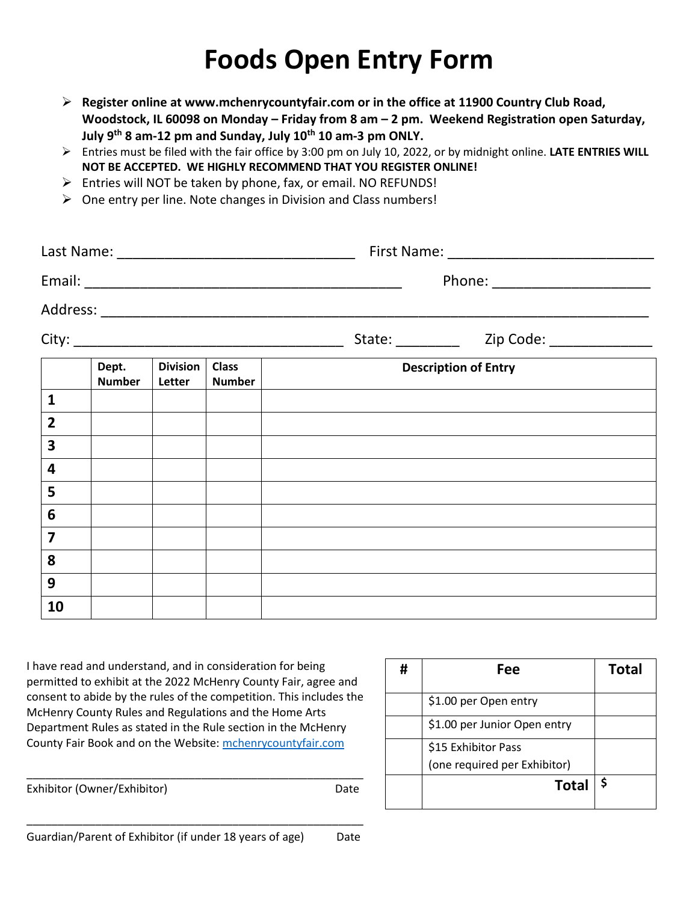# Foods Open Entry Form

- **Register online at www.mchenrycountyfair.com or in the office at 11900 Country Club Road, Woodstock, IL 60098 on Monday – Friday from 8 am – 2 pm. Weekend Registration open Saturday, July 9th 8 am-12 pm and Sunday, July 10th 10 am-3 pm ONLY.**
- Entries must be filed with the fair office by 3:00 pm on July 10, 2022, or by midnight online. **LATE ENTRIES WILL NOT BE ACCEPTED. WE HIGHLY RECOMMEND THAT YOU REGISTER ONLINE!**
- Entries will NOT be taken by phone, fax, or email. NO REFUNDS!
- One entry per line. Note changes in Division and Class numbers!

Last Name: ______________________________ First Name: __________________________

Email: ________________________________________ Phone: ____________________

Address: _____________________________________________________________________

City: __________________________________ State: ________ Zip Code: _____________

| | Dept. Number | Division Letter | Class Number | Description of Entry |
|---|---|---|---|---|
| **1** | | | | |
| **2** | | | | |
| **3** | | | | |
| **4** | | | | |
| **5** | | | | |
| **6** | | | | |
| **7** | | | | |
| **8** | | | | |
| **9** | | | | |
| **10** | | | | |

I have read and understand, and in consideration for being permitted to exhibit at the 2022 McHenry County Fair, agree and consent to abide by the rules of the competition. This includes the McHenry County Rules and Regulations and the Home Arts Department Rules as stated in the Rule section in the McHenry County Fair Book and on the Website: mchenrycountyfair.com

_____________________________________________________

Exhibitor (Owner/Exhibitor) Date

_____________________________________________________

Guardian/Parent of Exhibitor (if under 18 years of age) Date

| # | Fee | Total |
|---|---|---|
| | $1.00 per Open entry | |
| | $1.00 per Junior Open entry | |
| | $15 Exhibitor Pass (one required per Exhibitor) | |
| | **Total** | $ |